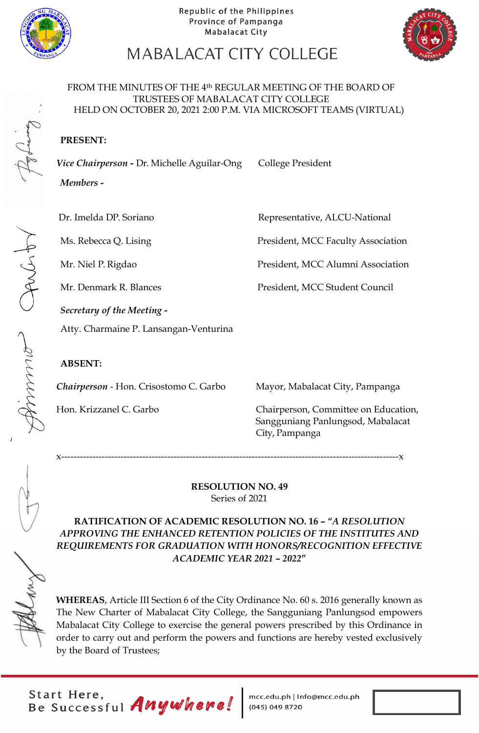Republic of the Philippines
Province of Pampanga
Mabalacat City

# MABALACAT CITY COLLEGE

FROM THE MINUTES OF THE 4th REGULAR MEETING OF THE BOARD OF TRUSTEES OF MABALACAT CITY COLLEGE HELD ON OCTOBER 20, 2021 2:00 P.M. VIA MICROSOFT TEAMS (VIRTUAL)

**PRESENT:**

| | |
|---|---|
| ***Vice Chairperson*** **-** Dr. Michelle Aguilar-Ong | College President |
| ***Members -*** | |
| Dr. Imelda DP. Soriano | Representative, ALCU-National |
| Ms. Rebecca Q. Lising | President, MCC Faculty Association |
| Mr. Niel P. Rigdao | President, MCC Alumni Association |
| Mr. Denmark R. Blances | President, MCC Student Council |
| ***Secretary of the Meeting -*** | |
| Atty. Charmaine P. Lansangan-Venturina | |

**ABSENT:**

| | |
|---|---|
| ***Chairperson*** - Hon. Crisostomo C. Garbo | Mayor, Mabalacat City, Pampanga |
| Hon. Krizzanel C. Garbo | Chairperson, Committee on Education, Sangguniang Panlungsod, Mabalacat City, Pampanga |

x----------------------------------------------------------------------------------------------------------x

**RESOLUTION NO. 49**
Series of 2021

**RATIFICATION OF ACADEMIC RESOLUTION NO. 16 – "*A RESOLUTION APPROVING THE ENHANCED RETENTION POLICIES OF THE INSTITUTES AND REQUIREMENTS FOR GRADUATION WITH HONORS/RECOGNITION EFFECTIVE ACADEMIC YEAR 2021 – 2022*"**

**WHEREAS**, Article III Section 6 of the City Ordinance No. 60 s. 2016 generally known as The New Charter of Mabalacat City College, the Sangguniang Panlungsod empowers Mabalacat City College to exercise the general powers prescribed by this Ordinance in order to carry out and perform the powers and functions are hereby vested exclusively by the Board of Trustees;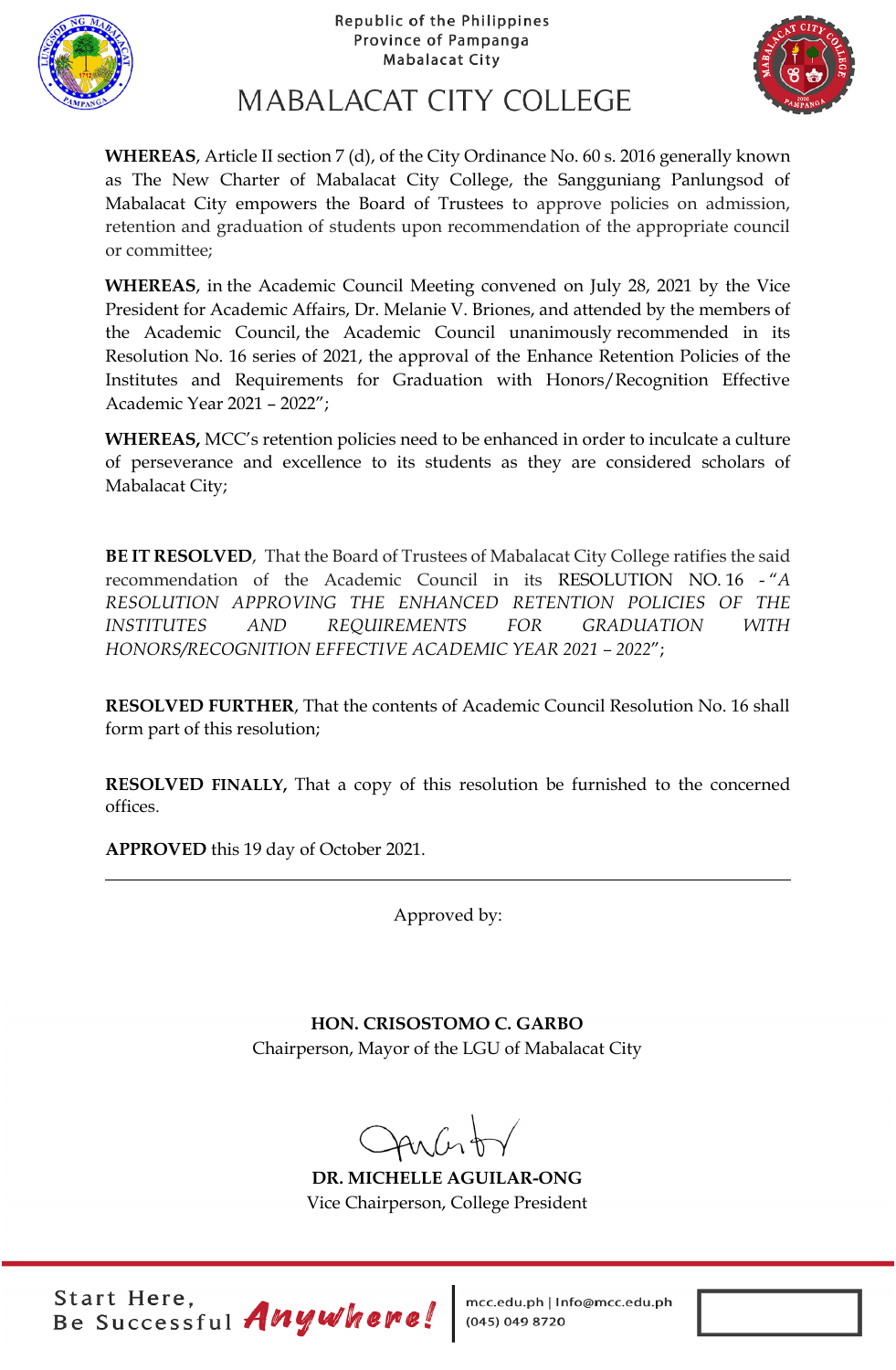**WHEREAS**, Article II section 7 (d), of the City Ordinance No. 60 s. 2016 generally known as The New Charter of Mabalacat City College, the Sangguniang Panlungsod of Mabalacat City empowers the Board of Trustees to approve policies on admission, retention and graduation of students upon recommendation of the appropriate council or committee;

**WHEREAS**, in the Academic Council Meeting convened on July 28, 2021 by the Vice President for Academic Affairs, Dr. Melanie V. Briones, and attended by the members of the Academic Council, the Academic Council unanimously recommended in its Resolution No. 16 series of 2021, the approval of the Enhance Retention Policies of the Institutes and Requirements for Graduation with Honors/Recognition Effective Academic Year 2021 – 2022";

**WHEREAS,** MCC's retention policies need to be enhanced in order to inculcate a culture of perseverance and excellence to its students as they are considered scholars of Mabalacat City;

**BE IT RESOLVED**, That the Board of Trustees of Mabalacat City College ratifies the said recommendation of the Academic Council in its RESOLUTION NO. 16 - "*A RESOLUTION APPROVING THE ENHANCED RETENTION POLICIES OF THE INSTITUTES AND REQUIREMENTS FOR GRADUATION WITH HONORS/RECOGNITION EFFECTIVE ACADEMIC YEAR 2021 – 2022*";

**RESOLVED FURTHER**, That the contents of Academic Council Resolution No. 16 shall form part of this resolution;

**RESOLVED FINALLY,** That a copy of this resolution be furnished to the concerned offices.

**APPROVED** this 19 day of October 2021.

---

Approved by:

**HON. CRISOSTOMO C. GARBO**
Chairperson, Mayor of the LGU of Mabalacat City

**DR. MICHELLE AGUILAR-ONG**
Vice Chairperson, College President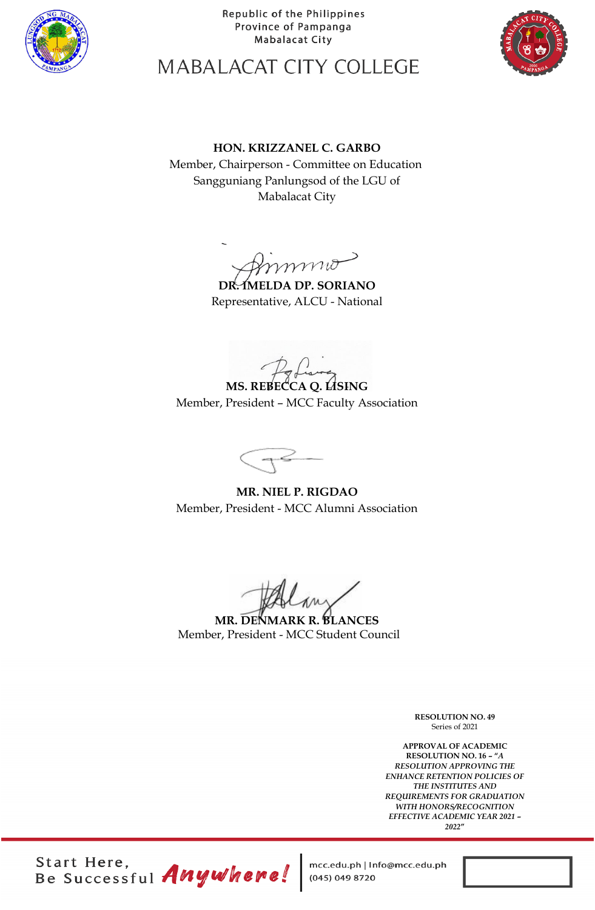**HON. KRIZZANEL C. GARBO**
Member, Chairperson - Committee on Education
Sangguniang Panlungsod of the LGU of
Mabalacat City

**DR. IMELDA DP. SORIANO**
Representative, ALCU - National

**MS. REBECCA Q. LISING**
Member, President – MCC Faculty Association

**MR. NIEL P. RIGDAO**
Member, President - MCC Alumni Association

**MR. DENMARK R. BLANCES**
Member, President - MCC Student Council

**RESOLUTION NO. 49**
Series of 2021

**APPROVAL OF ACADEMIC RESOLUTION NO. 16 – *"A RESOLUTION APPROVING THE ENHANCE RETENTION POLICIES OF THE INSTITUTES AND REQUIREMENTS FOR GRADUATION WITH HONORS/RECOGNITION EFFECTIVE ACADEMIC YEAR 2021 – 2022"***